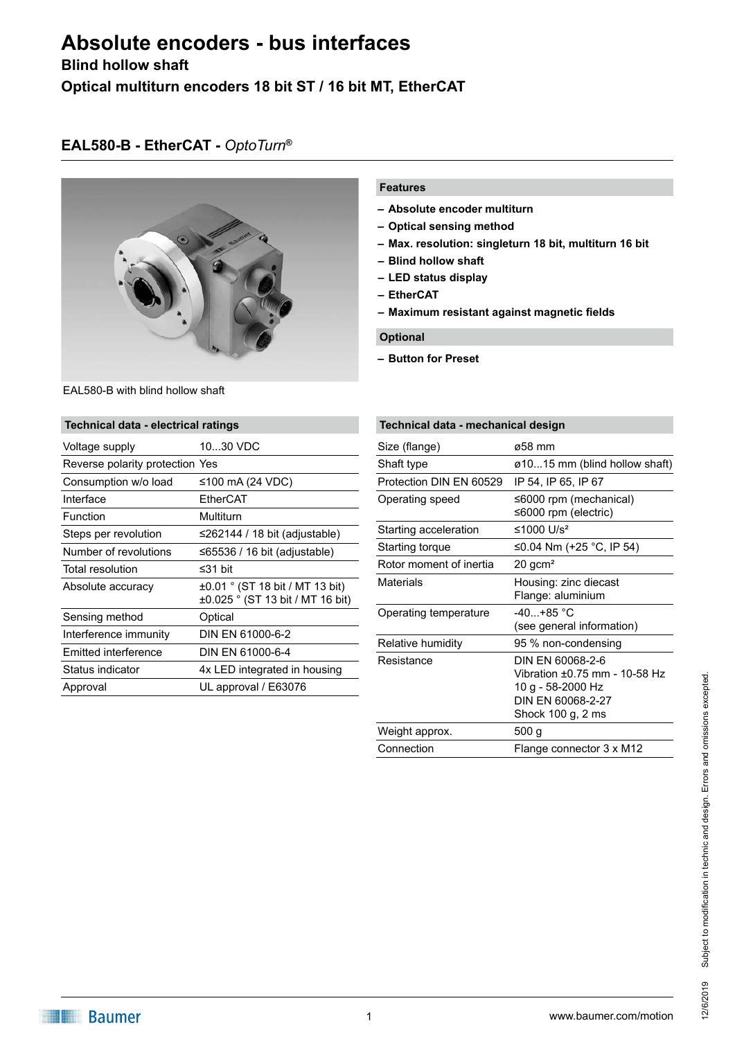# Absolute encoders - bus interfaces

**Blind hollow shaft**

**Optical multiturn encoders 18 bit ST / 16 bit MT, EtherCAT**

## EAL580-B - EtherCAT - *OptoTurn*®

EAL580-B with blind hollow shaft

### Features

- **Absolute encoder multiturn**
- **Optical sensing method**
- **Max. resolution: singleturn 18 bit, multiturn 16 bit**
- **Blind hollow shaft**
- **LED status display**
- **EtherCAT**
- **Maximum resistant against magnetic fields**

### Optional

- **Button for Preset**

### Technical data - electrical ratings

| Parameter | Value |
|---|---|
| Voltage supply | 10...30 VDC |
| Reverse polarity protection | Yes |
| Consumption w/o load | ≤100 mA (24 VDC) |
| Interface | EtherCAT |
| Function | Multiturn |
| Steps per revolution | ≤262144 / 18 bit (adjustable) |
| Number of revolutions | ≤65536 / 16 bit (adjustable) |
| Total resolution | ≤31 bit |
| Absolute accuracy | ±0.01 ° (ST 18 bit / MT 13 bit)<br>±0.025 ° (ST 13 bit / MT 16 bit) |
| Sensing method | Optical |
| Interference immunity | DIN EN 61000-6-2 |
| Emitted interference | DIN EN 61000-6-4 |
| Status indicator | 4x LED integrated in housing |
| Approval | UL approval / E63076 |

### Technical data - mechanical design

| Parameter | Value |
|---|---|
| Size (flange) | ø58 mm |
| Shaft type | ø10...15 mm (blind hollow shaft) |
| Protection DIN EN 60529 | IP 54, IP 65, IP 67 |
| Operating speed | ≤6000 rpm (mechanical)<br>≤6000 rpm (electric) |
| Starting acceleration | ≤1000 U/s² |
| Starting torque | ≤0.04 Nm (+25 °C, IP 54) |
| Rotor moment of inertia | 20 gcm² |
| Materials | Housing: zinc diecast<br>Flange: aluminium |
| Operating temperature | -40...+85 °C<br>(see general information) |
| Relative humidity | 95 % non-condensing |
| Resistance | DIN EN 60068-2-6<br>Vibration ±0.75 mm - 10-58 Hz<br>10 g - 58-2000 Hz<br>DIN EN 60068-2-27<br>Shock 100 g, 2 ms |
| Weight approx. | 500 g |
| Connection | Flange connector 3 x M12 |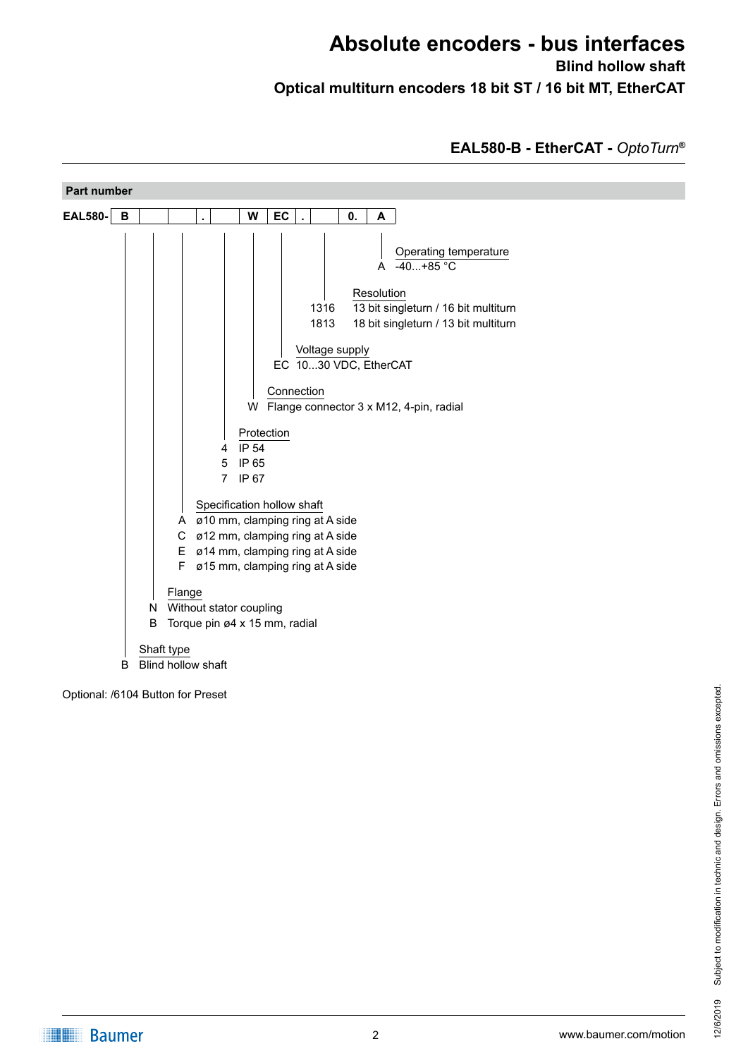# Absolute encoders - bus interfaces

**Blind hollow shaft**

**Optical multiturn encoders 18 bit ST / 16 bit MT, EtherCAT**

## EAL580-B - EtherCAT - *OptoTurn®*

### Part number

| EAL580- | B | | | . | | W | EC | . | | 0. | A |
|---|---|---|---|---|---|---|---|---|---|---|---|

**Operating temperature**
- A — -40...+85 °C

**Resolution**
- 1316 — 13 bit singleturn / 16 bit multiturn
- 1813 — 18 bit singleturn / 13 bit multiturn

**Voltage supply**
- EC — 10...30 VDC, EtherCAT

**Connection**
- W — Flange connector 3 x M12, 4-pin, radial

**Protection**
- 4 — IP 54
- 5 — IP 65
- 7 — IP 67

**Specification hollow shaft**
- A — ø10 mm, clamping ring at A side
- C — ø12 mm, clamping ring at A side
- E — ø14 mm, clamping ring at A side
- F — ø15 mm, clamping ring at A side

**Flange**
- N — Without stator coupling
- B — Torque pin ø4 x 15 mm, radial

**Shaft type**
- B — Blind hollow shaft

Optional: /6104 Button for Preset

Subject to modification in technic and design. Errors and omissions excepted.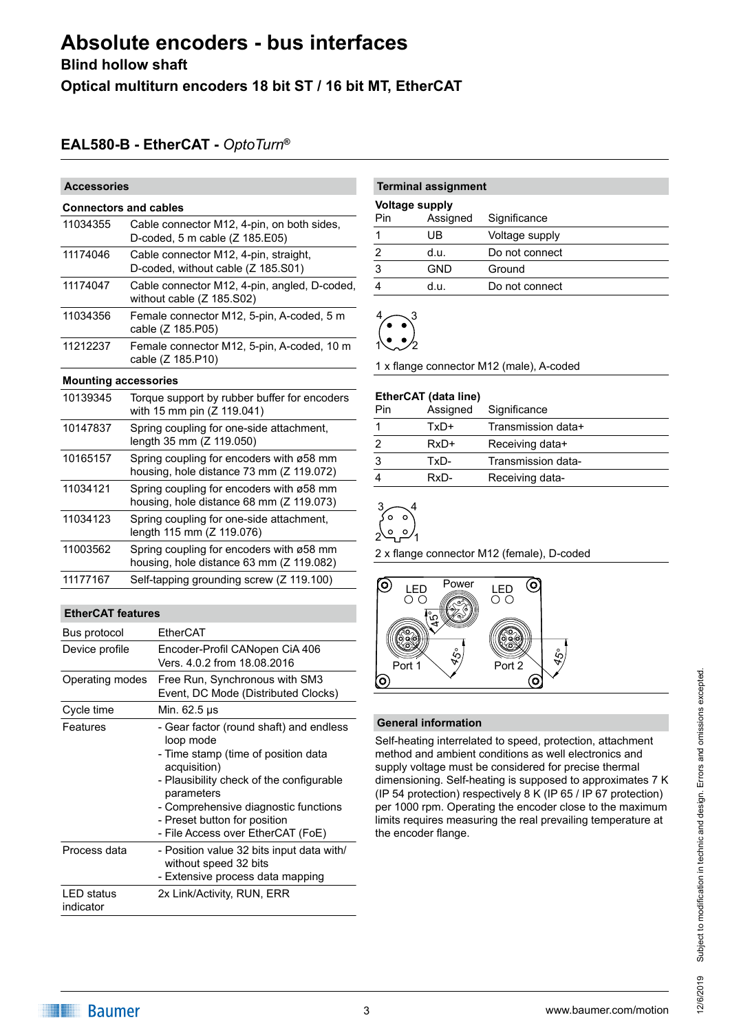# Absolute encoders - bus interfaces

**Blind hollow shaft**

**Optical multiturn encoders 18 bit ST / 16 bit MT, EtherCAT**

## EAL580-B - EtherCAT - *OptoTurn®*

### Accessories

**Connectors and cables**

| | |
|---|---|
| 11034355 | Cable connector M12, 4-pin, on both sides, D-coded, 5 m cable (Z 185.E05) |
| 11174046 | Cable connector M12, 4-pin, straight, D-coded, without cable (Z 185.S01) |
| 11174047 | Cable connector M12, 4-pin, angled, D-coded, without cable (Z 185.S02) |
| 11034356 | Female connector M12, 5-pin, A-coded, 5 m cable (Z 185.P05) |
| 11212237 | Female connector M12, 5-pin, A-coded, 10 m cable (Z 185.P10) |

**Mounting accessories**

| | |
|---|---|
| 10139345 | Torque support by rubber buffer for encoders with 15 mm pin (Z 119.041) |
| 10147837 | Spring coupling for one-side attachment, length 35 mm (Z 119.050) |
| 10165157 | Spring coupling for encoders with ø58 mm housing, hole distance 73 mm (Z 119.072) |
| 11034121 | Spring coupling for encoders with ø58 mm housing, hole distance 68 mm (Z 119.073) |
| 11034123 | Spring coupling for one-side attachment, length 115 mm (Z 119.076) |
| 11003562 | Spring coupling for encoders with ø58 mm housing, hole distance 63 mm (Z 119.082) |
| 11177167 | Self-tapping grounding screw (Z 119.100) |

### EtherCAT features

| | |
|---|---|
| Bus protocol | EtherCAT |
| Device profile | Encoder-Profil CANopen CiA 406 Vers. 4.0.2 from 18.08.2016 |
| Operating modes | Free Run, Synchronous with SM3 Event, DC Mode (Distributed Clocks) |
| Cycle time | Min. 62.5 µs |
| Features | - Gear factor (round shaft) and endless loop mode<br>- Time stamp (time of position data acquisition)<br>- Plausibility check of the configurable parameters<br>- Comprehensive diagnostic functions<br>- Preset button for position<br>- File Access over EtherCAT (FoE) |
| Process data | - Position value 32 bits input data with/without speed 32 bits<br>- Extensive process data mapping |
| LED status indicator | 2x Link/Activity, RUN, ERR |

### Terminal assignment

**Voltage supply**

| Pin | Assigned | Significance |
|---|---|---|
| 1 | UB | Voltage supply |
| 2 | d.u. | Do not connect |
| 3 | GND | Ground |
| 4 | d.u. | Do not connect |

1 x flange connector M12 (male), A-coded

**EtherCAT (data line)**

| Pin | Assigned | Significance |
|---|---|---|
| 1 | TxD+ | Transmission data+ |
| 2 | RxD+ | Receiving data+ |
| 3 | TxD- | Transmission data- |
| 4 | RxD- | Receiving data- |

2 x flange connector M12 (female), D-coded

### General information

Self-heating interrelated to speed, protection, attachment method and ambient conditions as well electronics and supply voltage must be considered for precise thermal dimensioning. Self-heating is supposed to approximates 7 K (IP 54 protection) respectively 8 K (IP 65 / IP 67 protection) per 1000 rpm. Operating the encoder close to the maximum limits requires measuring the real prevailing temperature at the encoder flange.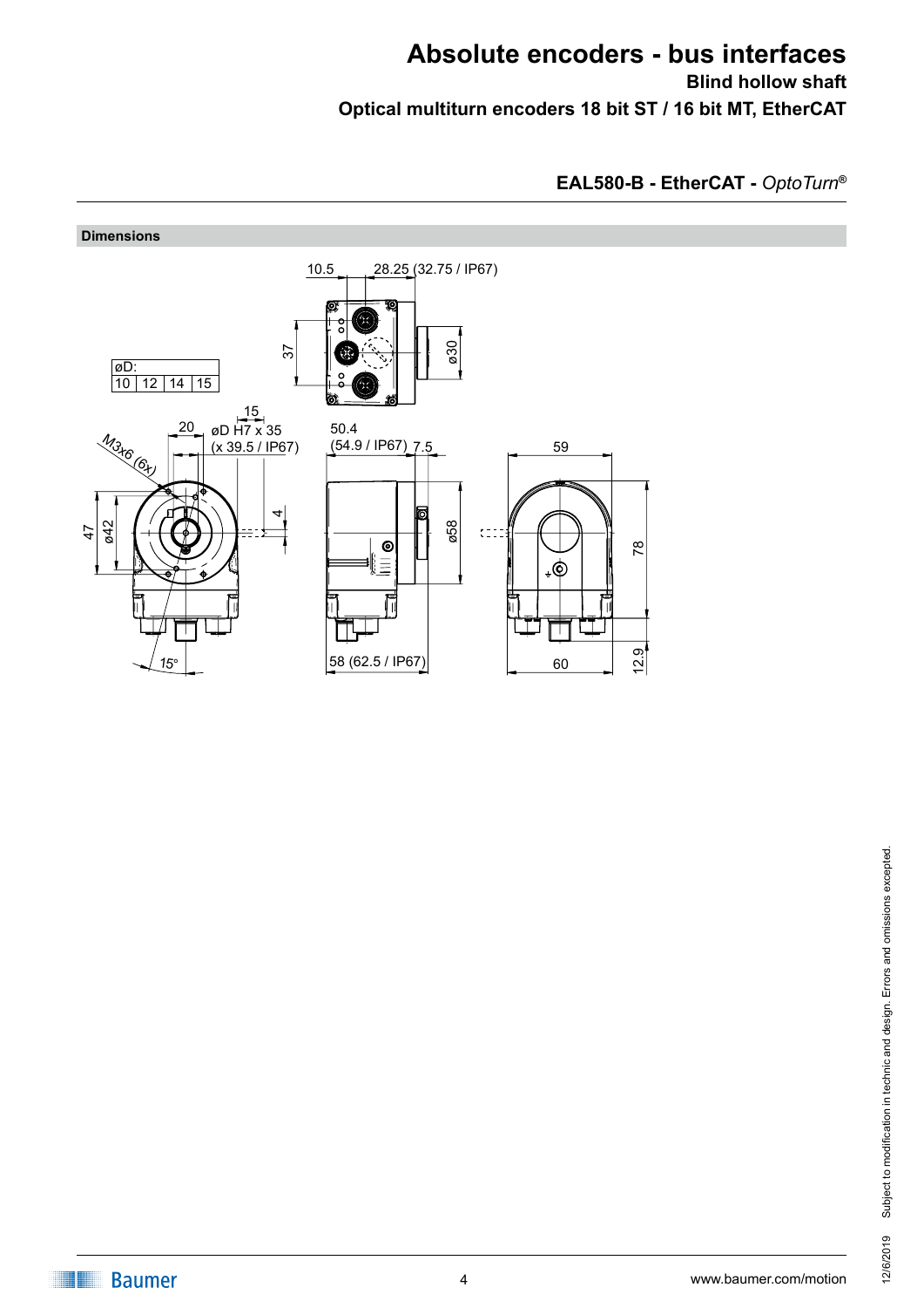# Absolute encoders - bus interfaces

**Blind hollow shaft**

**Optical multiturn encoders 18 bit ST / 16 bit MT, EtherCAT**

**EAL580-B - EtherCAT -** ***OptoTurn®***

## Dimensions

| øD: | | | |
|---|---|---|---|
| 10 | 12 | 14 | 15 |

10.5

28.25 (32.75 / IP67)

37

ø30

15

20

øD H7 x 35

(x 39.5 / IP67)

M3x6 (6x)

50.4

(54.9 / IP67)

7.5

59

47

ø42

4

ø58

78

15°

58 (62.5 / IP67)

60

12.9